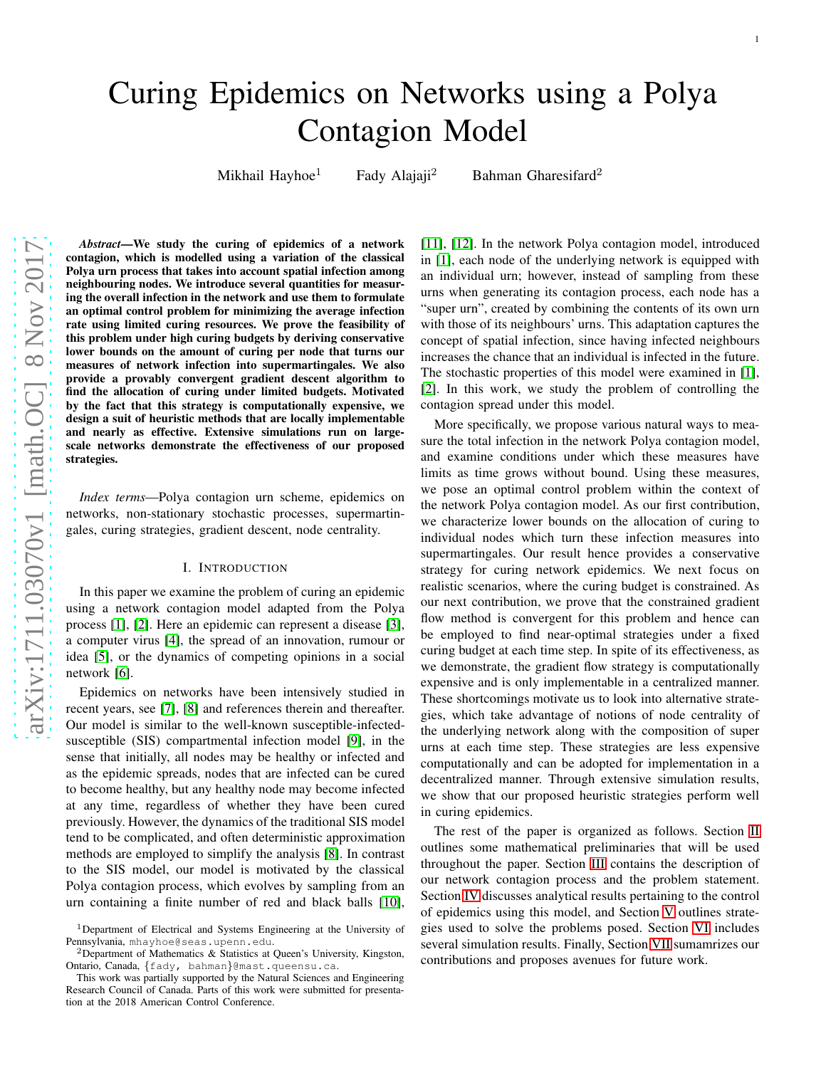# Curing Epidemics on Networks using a Polya Contagion Model

Mikhail Hayhoe[1] Fady Alajaji[2] Bahman Gharesifard[2]

***Abstract*—We study the curing of epidemics of a network contagion, which is modelled using a variation of the classical Polya urn process that takes into account spatial infection among neighbouring nodes. We introduce several quantities for measuring the overall infection in the network and use them to formulate an optimal control problem for minimizing the average infection rate using limited curing resources. We prove the feasibility of this problem under high curing budgets by deriving conservative lower bounds on the amount of curing per node that turns our measures of network infection into supermartingales. We also provide a provably convergent gradient descent algorithm to find the allocation of curing under limited budgets. Motivated by the fact that this strategy is computationally expensive, we design a suit of heuristic methods that are locally implementable and nearly as effective. Extensive simulations run on large-scale networks demonstrate the effectiveness of our proposed strategies.**

*Index terms*—Polya contagion urn scheme, epidemics on networks, non-stationary stochastic processes, supermartingales, curing strategies, gradient descent, node centrality.

## I. Introduction

In this paper we examine the problem of curing an epidemic using a network contagion model adapted from the Polya process [1], [2]. Here an epidemic can represent a disease [3], a computer virus [4], the spread of an innovation, rumour or idea [5], or the dynamics of competing opinions in a social network [6].

Epidemics on networks have been intensively studied in recent years, see [7], [8] and references therein and thereafter. Our model is similar to the well-known susceptible-infected-susceptible (SIS) compartmental infection model [9], in the sense that initially, all nodes may be healthy or infected and as the epidemic spreads, nodes that are infected can be cured to become healthy, but any healthy node may become infected at any time, regardless of whether they have been cured previously. However, the dynamics of the traditional SIS model tend to be complicated, and often deterministic approximation methods are employed to simplify the analysis [8]. In contrast to the SIS model, our model is motivated by the classical Polya contagion process, which evolves by sampling from an urn containing a finite number of red and black balls [10], [11], [12]. In the network Polya contagion model, introduced in [1], each node of the underlying network is equipped with an individual urn; however, instead of sampling from these urns when generating its contagion process, each node has a "super urn", created by combining the contents of its own urn with those of its neighbours' urns. This adaptation captures the concept of spatial infection, since having infected neighbours increases the chance that an individual is infected in the future. The stochastic properties of this model were examined in [1], [2]. In this work, we study the problem of controlling the contagion spread under this model.

More specifically, we propose various natural ways to measure the total infection in the network Polya contagion model, and examine conditions under which these measures have limits as time grows without bound. Using these measures, we pose an optimal control problem within the context of the network Polya contagion model. As our first contribution, we characterize lower bounds on the allocation of curing to individual nodes which turn these infection measures into supermartingales. Our result hence provides a conservative strategy for curing network epidemics. We next focus on realistic scenarios, where the curing budget is constrained. As our next contribution, we prove that the constrained gradient flow method is convergent for this problem and hence can be employed to find near-optimal strategies under a fixed curing budget at each time step. In spite of its effectiveness, as we demonstrate, the gradient flow strategy is computationally expensive and is only implementable in a centralized manner. These shortcomings motivate us to look into alternative strategies, which take advantage of notions of node centrality of the underlying network along with the composition of super urns at each time step. These strategies are less expensive computationally and can be adopted for implementation in a decentralized manner. Through extensive simulation results, we show that our proposed heuristic strategies perform well in curing epidemics.

The rest of the paper is organized as follows. Section II outlines some mathematical preliminaries that will be used throughout the paper. Section III contains the description of our network contagion process and the problem statement. Section IV discusses analytical results pertaining to the control of epidemics using this model, and Section V outlines strategies used to solve the problems posed. Section VI includes several simulation results. Finally, Section VII sumamrizes our contributions and proposes avenues for future work.

---

[1]Department of Electrical and Systems Engineering at the University of Pennsylvania, mhayhoe@seas.upenn.edu.

[2]Department of Mathematics & Statistics at Queen's University, Kingston, Ontario, Canada, {fady, bahman}@mast.queensu.ca.

This work was partially supported by the Natural Sciences and Engineering Research Council of Canada. Parts of this work were submitted for presentation at the 2018 American Control Conference.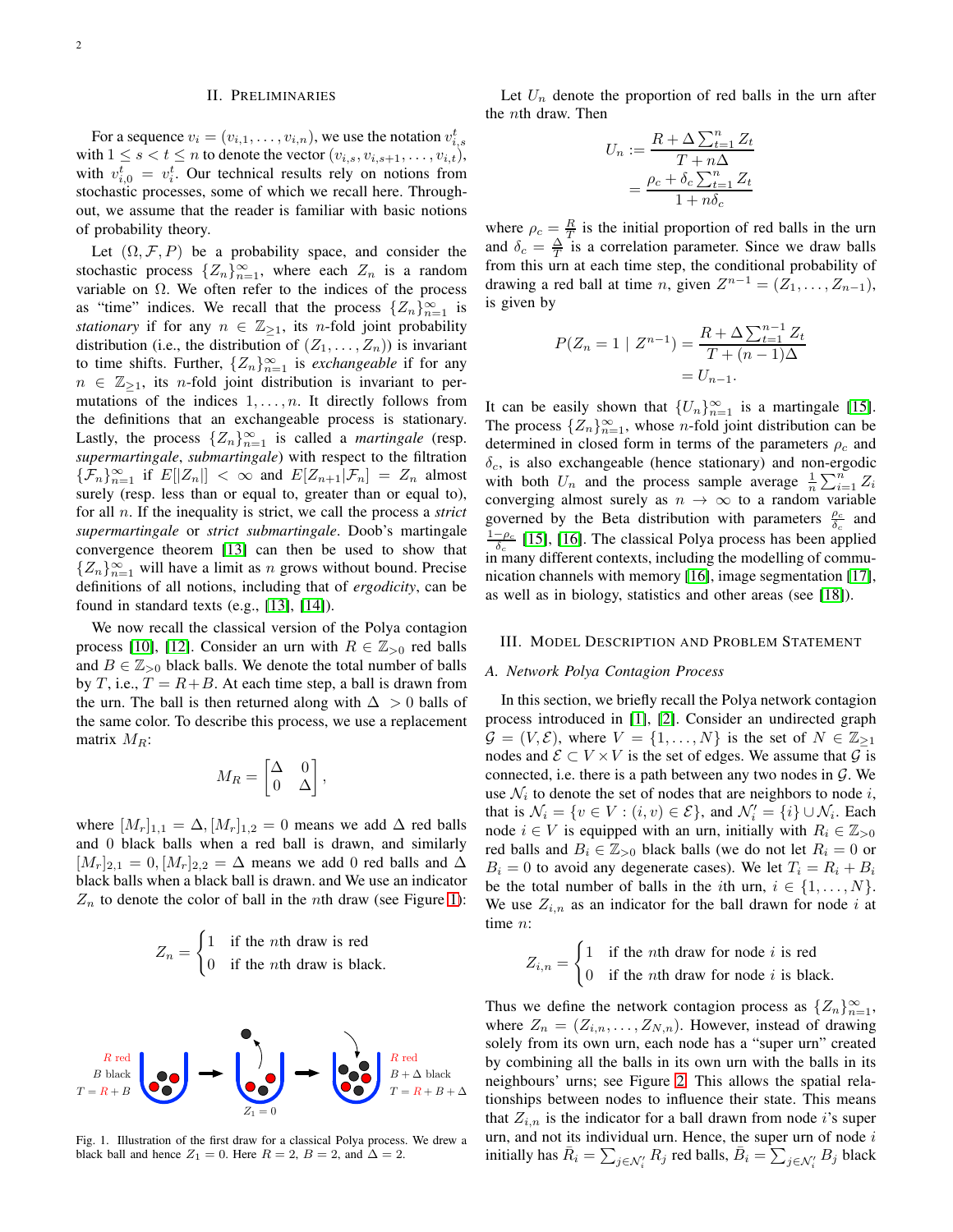## II. Preliminaries

For a sequence $v_i = (v_{i,1}, \ldots, v_{i,n})$, we use the notation $v_{i,s}^t$ with $1 \leq s < t \leq n$ to denote the vector $(v_{i,s}, v_{i,s+1}, \ldots, v_{i,t})$, with $v_{i,0}^t = v_i^t$. Our technical results rely on notions from stochastic processes, some of which we recall here. Throughout, we assume that the reader is familiar with basic notions of probability theory.

Let $(\Omega, \mathcal{F}, P)$ be a probability space, and consider the stochastic process $\{Z_n\}_{n=1}^{\infty}$, where each $Z_n$ is a random variable on $\Omega$. We often refer to the indices of the process as "time" indices. We recall that the process $\{Z_n\}_{n=1}^{\infty}$ is *stationary* if for any $n \in \mathbb{Z}_{\geq 1}$, its $n$-fold joint probability distribution (i.e., the distribution of $(Z_1, \ldots, Z_n)$) is invariant to time shifts. Further, $\{Z_n\}_{n=1}^{\infty}$ is *exchangeable* if for any $n \in \mathbb{Z}_{\geq 1}$, its $n$-fold joint distribution is invariant to permutations of the indices $1, \ldots, n$. It directly follows from the definitions that an exchangeable process is stationary. Lastly, the process $\{Z_n\}_{n=1}^{\infty}$ is called a *martingale* (resp. *supermartingale*, *submartingale*) with respect to the filtration $\{\mathcal{F}_n\}_{n=1}^{\infty}$ if $E[|Z_n|] < \infty$ and $E[Z_{n+1}|\mathcal{F}_n] = Z_n$ almost surely (resp. less than or equal to, greater than or equal to), for all $n$. If the inequality is strict, we call the process a *strict supermartingale* or *strict submartingale*. Doob's martingale convergence theorem [13] can then be used to show that $\{Z_n\}_{n=1}^{\infty}$ will have a limit as $n$ grows without bound. Precise definitions of all notions, including that of *ergodicity*, can be found in standard texts (e.g., [13], [14]).

We now recall the classical version of the Polya contagion process [10], [12]. Consider an urn with $R \in \mathbb{Z}_{>0}$ red balls and $B \in \mathbb{Z}_{>0}$ black balls. We denote the total number of balls by $T$, i.e., $T = R + B$. At each time step, a ball is drawn from the urn. The ball is then returned along with $\Delta > 0$ balls of the same color. To describe this process, we use a replacement matrix $M_R$:

$$M_R = \begin{bmatrix} \Delta & 0 \\ 0 & \Delta \end{bmatrix},$$

where $[M_r]_{1,1} = \Delta, [M_r]_{1,2} = 0$ means we add $\Delta$ red balls and 0 black balls when a red ball is drawn, and similarly $[M_r]_{2,1} = 0, [M_r]_{2,2} = \Delta$ means we add 0 red balls and $\Delta$ black balls when a black ball is drawn. and We use an indicator $Z_n$ to denote the color of ball in the $n$th draw (see Figure 1):

$$Z_n = \begin{cases} 1 & \text{if the } n\text{th draw is red} \\ 0 & \text{if the } n\text{th draw is black.} \end{cases}$$

Fig. 1. Illustration of the first draw for a classical Polya process. We drew a black ball and hence $Z_1 = 0$. Here $R = 2$, $B = 2$, and $\Delta = 2$.

Let $U_n$ denote the proportion of red balls in the urn after the $n$th draw. Then

$$\begin{aligned} U_n &:= \frac{R + \Delta \sum_{t=1}^{n} Z_t}{T + n\Delta} \\ &= \frac{\rho_c + \delta_c \sum_{t=1}^{n} Z_t}{1 + n\delta_c} \end{aligned}$$

where $\rho_c = \frac{R}{T}$ is the initial proportion of red balls in the urn and $\delta_c = \frac{\Delta}{T}$ is a correlation parameter. Since we draw balls from this urn at each time step, the conditional probability of drawing a red ball at time $n$, given $Z^{n-1} = (Z_1, \ldots, Z_{n-1})$, is given by

$$\begin{aligned} P(Z_n = 1 \mid Z^{n-1}) &= \frac{R + \Delta \sum_{t=1}^{n-1} Z_t}{T + (n-1)\Delta} \\ &= U_{n-1}. \end{aligned}$$

It can be easily shown that $\{U_n\}_{n=1}^{\infty}$ is a martingale [15]. The process $\{Z_n\}_{n=1}^{\infty}$, whose $n$-fold joint distribution can be determined in closed form in terms of the parameters $\rho_c$ and $\delta_c$, is also exchangeable (hence stationary) and non-ergodic with both $U_n$ and the process sample average $\frac{1}{n}\sum_{i=1}^{n} Z_i$ converging almost surely as $n \to \infty$ to a random variable governed by the Beta distribution with parameters $\frac{\rho_c}{\delta_c}$ and $\frac{1-\rho_c}{\delta_c}$ [15], [16]. The classical Polya process has been applied in many different contexts, including the modelling of communication channels with memory [16], image segmentation [17], as well as in biology, statistics and other areas (see [18]).

## III. Model Description and Problem Statement

### A. Network Polya Contagion Process

In this section, we briefly recall the Polya network contagion process introduced in [1], [2]. Consider an undirected graph $\mathcal{G} = (V, \mathcal{E})$, where $V = \{1, \ldots, N\}$ is the set of $N \in \mathbb{Z}_{\geq 1}$ nodes and $\mathcal{E} \subset V \times V$ is the set of edges. We assume that $\mathcal{G}$ is connected, i.e. there is a path between any two nodes in $\mathcal{G}$. We use $\mathcal{N}_i$ to denote the set of nodes that are neighbors to node $i$, that is $\mathcal{N}_i = \{v \in V : (i, v) \in \mathcal{E}\}$, and $\mathcal{N}_i' = \{i\} \cup \mathcal{N}_i$. Each node $i \in V$ is equipped with an urn, initially with $R_i \in \mathbb{Z}_{>0}$ red balls and $B_i \in \mathbb{Z}_{>0}$ black balls (we do not let $R_i = 0$ or $B_i = 0$ to avoid any degenerate cases). We let $T_i = R_i + B_i$ be the total number of balls in the $i$th urn, $i \in \{1, \ldots, N\}$. We use $Z_{i,n}$ as an indicator for the ball drawn for node $i$ at time $n$:

$$Z_{i,n} = \begin{cases} 1 & \text{if the } n\text{th draw for node } i \text{ is red} \\ 0 & \text{if the } n\text{th draw for node } i \text{ is black.} \end{cases}$$

Thus we define the network contagion process as $\{Z_n\}_{n=1}^{\infty}$, where $Z_n = (Z_{i,n}, \ldots, Z_{N,n})$. However, instead of drawing solely from its own urn, each node has a "super urn" created by combining all the balls in its own urn with the balls in its neighbours' urns; see Figure 2. This allows the spatial relationships between nodes to influence their state. This means that $Z_{i,n}$ is the indicator for a ball drawn from node $i$'s super urn, and not its individual urn. Hence, the super urn of node $i$ initially has $\bar{R}_i = \sum_{j \in \mathcal{N}_i'} R_j$ red balls, $\bar{B}_i = \sum_{j \in \mathcal{N}_i'} B_j$ black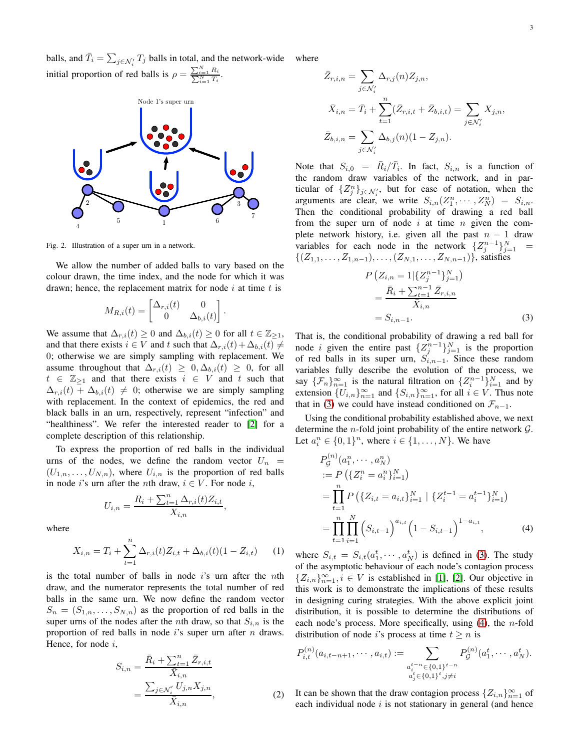balls, and $\bar{T}_i = \sum_{j\in\mathcal{N}_i'} T_j$ balls in total, and the network-wide initial proportion of red balls is $\rho = \frac{\sum_{i=1}^N R_i}{\sum_{i=1}^N T_i}$.

Fig. 2. Illustration of a super urn in a network.

We allow the number of added balls to vary based on the colour drawn, the time index, and the node for which it was drawn; hence, the replacement matrix for node $i$ at time $t$ is

$$M_{R,i}(t) = \begin{bmatrix} \Delta_{r,i}(t) & 0 \\ 0 & \Delta_{b,i}(t) \end{bmatrix}.$$

We assume that $\Delta_{r,i}(t) \geq 0$ and $\Delta_{b,i}(t) \geq 0$ for all $t \in \mathbb{Z}_{\geq 1}$, and that there exists $i \in V$ and $t$ such that $\Delta_{r,i}(t) + \Delta_{b,i}(t) \neq 0$; otherwise we are simply sampling with replacement. We assume throughout that $\Delta_{r,i}(t) \geq 0, \Delta_{b,i}(t) \geq 0$, for all $t \in \mathbb{Z}_{\geq 1}$ and that there exists $i \in V$ and $t$ such that $\Delta_{r,i}(t) + \Delta_{b,i}(t) \neq 0$; otherwise we are simply sampling with replacement. In the context of epidemics, the red and black balls in an urn, respectively, represent "infection" and "healthiness". We refer the interested reader to [2] for a complete description of this relationship.

To express the proportion of red balls in the individual urns of the nodes, we define the random vector $U_n = (U_{1,n}, \ldots, U_{N,n})$, where $U_{i,n}$ is the proportion of red balls in node $i$'s urn after the $n$th draw, $i \in V$. For node $i$,

$$U_{i,n} = \frac{R_i + \sum_{t=1}^n \Delta_{r,i}(t) Z_{i,t}}{X_{i,n}},$$

where

$$X_{i,n} = T_i + \sum_{t=1}^n \Delta_{r,i}(t) Z_{i,t} + \Delta_{b,i}(t)(1 - Z_{i,t}) \quad (1)$$

is the total number of balls in node $i$'s urn after the $n$th draw, and the numerator represents the total number of red balls in the same urn. We now define the random vector $S_n = (S_{1,n}, \ldots, S_{N,n})$ as the proportion of red balls in the super urns of the nodes after the $n$th draw, so that $S_{i,n}$ is the proportion of red balls in node $i$'s super urn after $n$ draws. Hence, for node $i$,

$$\begin{aligned} S_{i,n} &= \frac{\bar{R}_i + \sum_{t=1}^n \bar{Z}_{r,i,t}}{\bar{X}_{i,n}} \\ &= \frac{\sum_{j\in\mathcal{N}_i'} U_{j,n} X_{j,n}}{\bar{X}_{i,n}}, \end{aligned} \quad (2)$$

where

$$\begin{aligned} \bar{Z}_{r,i,n} &= \sum_{j\in\mathcal{N}_i'} \Delta_{r,j}(n) Z_{j,n}, \\ \bar{X}_{i,n} &= \bar{T}_i + \sum_{t=1}^n (\bar{Z}_{r,i,t} + \bar{Z}_{b,i,t}) = \sum_{j\in\mathcal{N}_i'} X_{j,n}, \\ \bar{Z}_{b,i,n} &= \sum_{j\in\mathcal{N}_i'} \Delta_{b,j}(n)(1 - Z_{j,n}). \end{aligned}$$

Note that $S_{i,0} = \bar{R}_i/\bar{T}_i$. In fact, $S_{i,n}$ is a function of the random draw variables of the network, and in particular of $\{Z_j^n\}_{j\in\mathcal{N}_i'}$, but for ease of notation, when the arguments are clear, we write $S_{i,n}(Z_1^n, \cdots, Z_N^n) = S_{i,n}$. Then the conditional probability of drawing a red ball from the super urn of node $i$ at time $n$ given the complete network history, i.e. given all the past $n-1$ draw variables for each node in the network $\{Z_j^{n-1}\}_{j=1}^N = \{(Z_{1,1}, \ldots, Z_{1,n-1}), \ldots, (Z_{N,1}, \ldots, Z_{N,n-1})\}$, satisfies

$$\begin{aligned} &P\left(Z_{i,n} = 1 | \{Z_j^{n-1}\}_{j=1}^N\right) \\ &= \frac{\bar{R}_i + \sum_{t=1}^{n-1} \bar{Z}_{r,i,n}}{\bar{X}_{i,n}} \\ &= S_{i,n-1}. \end{aligned} \quad (3)$$

That is, the conditional probability of drawing a red ball for node $i$ given the entire past $\{Z_j^{n-1}\}_{j=1}^N$ is the proportion of red balls in its super urn, $S_{i,n-1}$. Since these random variables fully describe the evolution of the process, we say $\{\mathcal{F}_n\}_{n=1}^\infty$ is the natural filtration on $\{Z_i^{n-1}\}_{i=1}^N$ and by extension $\{U_{i,n}\}_{n=1}^\infty$ and $\{S_{i,n}\}_{n=1}^\infty$, for all $i \in V$. Thus note that in (3) we could have instead conditioned on $\mathcal{F}_{n-1}$.

Using the conditional probability established above, we next determine the $n$-fold joint probability of the entire network $\mathcal{G}$. Let $a_i^n \in \{0,1\}^n$, where $i \in \{1, \ldots, N\}$. We have

$$\begin{aligned} &P_\mathcal{G}^{(n)}(a_1^n, \cdots, a_N^n) \\ &:= P\left(\{Z_i^n = a_i^n\}_{i=1}^N\right) \\ &= \prod_{t=1}^n P\left(\{Z_{i,t} = a_{i,t}\}_{i=1}^N \mid \{Z_i^{t-1} = a_i^{t-1}\}_{i=1}^N\right) \\ &= \prod_{t=1}^n \prod_{i=1}^N \left(S_{i,t-1}\right)^{a_{i,t}} \left(1 - S_{i,t-1}\right)^{1-a_{i,t}}, \end{aligned} \quad (4)$$

where $S_{i,t} = S_{i,t}(a_1^t, \cdots, a_N^t)$ is defined in (3). The study of the asymptotic behaviour of each node's contagion process $\{Z_{i,n}\}_{n=1}^\infty, i \in V$ is established in [1], [2]. Our objective in this work is to demonstrate the implications of these results in designing curing strategies. With the above explicit joint distribution, it is possible to determine the distributions of each node's process. More specifically, using (4), the $n$-fold distribution of node $i$'s process at time $t \geq n$ is

$$P_{i,t}^{(n)}(a_{i,t-n+1}, \cdots, a_{i,t}) := \sum_{\substack{a_i^{t-n} \in \{0,1\}^{t-n} \\ a_j^t \in \{0,1\}^t, j \neq i}} P_\mathcal{G}^{(n)}(a_1^t, \cdots, a_N^t).$$

It can be shown that the draw contagion process $\{Z_{i,n}\}_{n=1}^\infty$ of each individual node $i$ is not stationary in general (and hence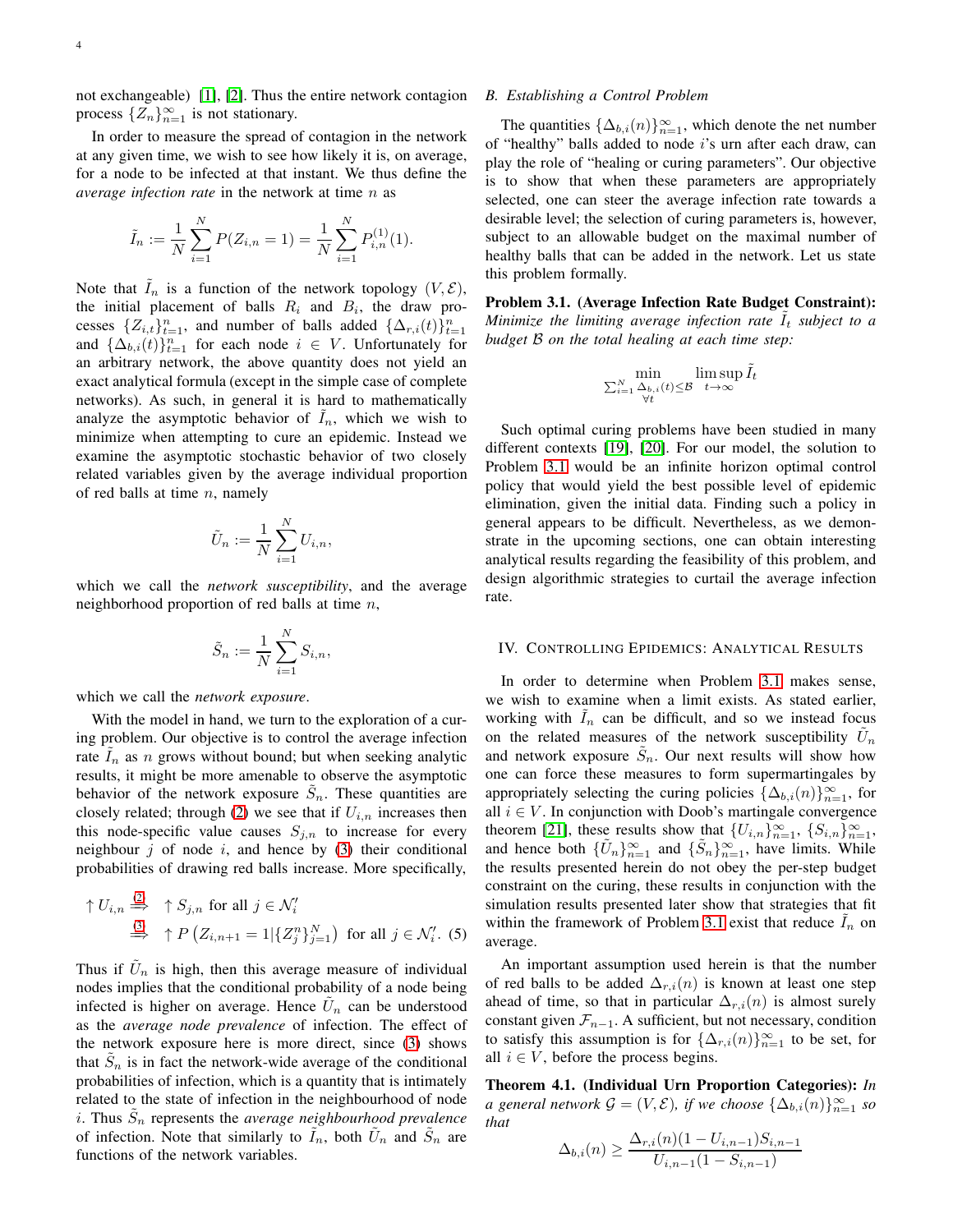not exchangeable) [1], [2]. Thus the entire network contagion process $\{Z_n\}_{n=1}^{\infty}$ is not stationary.

In order to measure the spread of contagion in the network at any given time, we wish to see how likely it is, on average, for a node to be infected at that instant. We thus define the *average infection rate* in the network at time $n$ as

$$\tilde{I}_n := \frac{1}{N}\sum_{i=1}^{N} P(Z_{i,n}=1) = \frac{1}{N}\sum_{i=1}^{N} P_{i,n}^{(1)}(1).$$

Note that $\tilde{I}_n$ is a function of the network topology $(V,\mathcal{E})$, the initial placement of balls $R_i$ and $B_i$, the draw processes $\{Z_{i,t}\}_{t=1}^{n}$, and number of balls added $\{\Delta_{r,i}(t)\}_{t=1}^{n}$ and $\{\Delta_{b,i}(t)\}_{t=1}^{n}$ for each node $i \in V$. Unfortunately for an arbitrary network, the above quantity does not yield an exact analytical formula (except in the simple case of complete networks). As such, in general it is hard to mathematically analyze the asymptotic behavior of $\tilde{I}_n$, which we wish to minimize when attempting to cure an epidemic. Instead we examine the asymptotic stochastic behavior of two closely related variables given by the average individual proportion of red balls at time $n$, namely

$$\tilde{U}_n := \frac{1}{N}\sum_{i=1}^{N} U_{i,n},$$

which we call the *network susceptibility*, and the average neighborhood proportion of red balls at time $n$,

$$\tilde{S}_n := \frac{1}{N}\sum_{i=1}^{N} S_{i,n},$$

which we call the *network exposure*.

With the model in hand, we turn to the exploration of a curing problem. Our objective is to control the average infection rate $\tilde{I}_n$ as $n$ grows without bound; but when seeking analytic results, it might be more amenable to observe the asymptotic behavior of the network exposure $\tilde{S}_n$. These quantities are closely related; through (2) we see that if $U_{i,n}$ increases then this node-specific value causes $S_{j,n}$ to increase for every neighbour $j$ of node $i$, and hence by (3) their conditional probabilities of drawing red balls increase. More specifically,

$$\begin{aligned}\uparrow U_{i,n} &\overset{(2)}{\Longrightarrow} \ \uparrow S_{j,n} \text{ for all } j \in \mathcal{N}_i' \\ &\overset{(3)}{\Longrightarrow} \ \uparrow P\left(Z_{i,n+1}=1 \middle| \{Z_j^n\}_{j=1}^{N}\right) \text{ for all } j \in \mathcal{N}_i'. \quad (5)\end{aligned}$$

Thus if $\tilde{U}_n$ is high, then this average measure of individual nodes implies that the conditional probability of a node being infected is higher on average. Hence $\tilde{U}_n$ can be understood as the *average node prevalence* of infection. The effect of the network exposure here is more direct, since (3) shows that $\tilde{S}_n$ is in fact the network-wide average of the conditional probabilities of infection, which is a quantity that is intimately related to the state of infection in the neighbourhood of node $i$. Thus $\tilde{S}_n$ represents the *average neighbourhood prevalence* of infection. Note that similarly to $\tilde{I}_n$, both $\tilde{U}_n$ and $\tilde{S}_n$ are functions of the network variables.

### B. Establishing a Control Problem

The quantities $\{\Delta_{b,i}(n)\}_{n=1}^{\infty}$, which denote the net number of "healthy" balls added to node $i$'s urn after each draw, can play the role of "healing or curing parameters". Our objective is to show that when these parameters are appropriately selected, one can steer the average infection rate towards a desirable level; the selection of curing parameters is, however, subject to an allowable budget on the maximal number of healthy balls that can be added in the network. Let us state this problem formally.

**Problem 3.1. (Average Infection Rate Budget Constraint):** *Minimize the limiting average infection rate $\tilde{I}_t$ subject to a budget $\mathcal{B}$ on the total healing at each time step:*

$$\min_{\substack{\sum_{i=1}^{N}\Delta_{b,i}(t)\le \mathcal{B} \\ \forall t}} \limsup_{t\to\infty} \tilde{I}_t$$

Such optimal curing problems have been studied in many different contexts [19], [20]. For our model, the solution to Problem 3.1 would be an infinite horizon optimal control policy that would yield the best possible level of epidemic elimination, given the initial data. Finding such a policy in general appears to be difficult. Nevertheless, as we demonstrate in the upcoming sections, one can obtain interesting analytical results regarding the feasibility of this problem, and design algorithmic strategies to curtail the average infection rate.

## IV. Controlling Epidemics: Analytical Results

In order to determine when Problem 3.1 makes sense, we wish to examine when a limit exists. As stated earlier, working with $\tilde{I}_n$ can be difficult, and so we instead focus on the related measures of the network susceptibility $\tilde{U}_n$ and network exposure $\tilde{S}_n$. Our next results will show how one can force these measures to form supermartingales by appropriately selecting the curing policies $\{\Delta_{b,i}(n)\}_{n=1}^{\infty}$, for all $i \in V$. In conjunction with Doob's martingale convergence theorem [21], these results show that $\{U_{i,n}\}_{n=1}^{\infty}$, $\{S_{i,n}\}_{n=1}^{\infty}$, and hence both $\{\tilde{U}_n\}_{n=1}^{\infty}$ and $\{\tilde{S}_n\}_{n=1}^{\infty}$, have limits. While the results presented herein do not obey the per-step budget constraint on the curing, these results in conjunction with the simulation results presented later show that strategies that fit within the framework of Problem 3.1 exist that reduce $\tilde{I}_n$ on average.

An important assumption used herein is that the number of red balls to be added $\Delta_{r,i}(n)$ is known at least one step ahead of time, so that in particular $\Delta_{r,i}(n)$ is almost surely constant given $\mathcal{F}_{n-1}$. A sufficient, but not necessary, condition to satisfy this assumption is for $\{\Delta_{r,i}(n)\}_{n=1}^{\infty}$ to be set, for all $i \in V$, before the process begins.

**Theorem 4.1. (Individual Urn Proportion Categories):** *In a general network $\mathcal{G}=(V,\mathcal{E})$, if we choose $\{\Delta_{b,i}(n)\}_{n=1}^{\infty}$ so that*

$$\Delta_{b,i}(n) \ge \frac{\Delta_{r,i}(n)(1-U_{i,n-1})S_{i,n-1}}{U_{i,n-1}(1-S_{i,n-1})}$$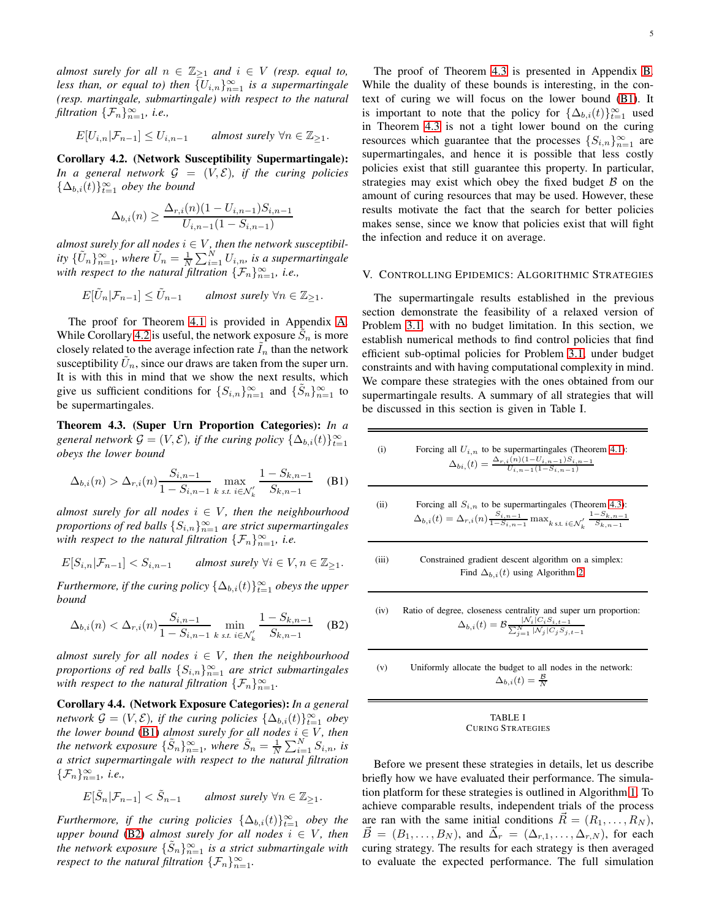*almost surely for all $n \in \mathbb{Z}_{\geq 1}$ and $i \in V$ (resp. equal to, less than, or equal to) then $\{U_{i,n}\}_{n=1}^{\infty}$ is a supermartingale (resp. martingale, submartingale) with respect to the natural filtration $\{\mathcal{F}_n\}_{n=1}^{\infty}$, i.e.,*

$$E[U_{i,n}|\mathcal{F}_{n-1}] \leq U_{i,n-1} \qquad \text{almost surely } \forall n \in \mathbb{Z}_{\geq 1}.$$

**Corollary 4.2. (Network Susceptibility Supermartingale):** *In a general network $\mathcal{G} = (V, \mathcal{E})$, if the curing policies $\{\Delta_{b,i}(t)\}_{t=1}^{\infty}$ obey the bound*

$$\Delta_{b,i}(n) \geq \frac{\Delta_{r,i}(n)(1-U_{i,n-1})S_{i,n-1}}{U_{i,n-1}(1-S_{i,n-1})}$$

*almost surely for all nodes $i \in V$, then the network susceptibility $\{\tilde{U}_n\}_{n=1}^{\infty}$, where $\tilde{U}_n = \frac{1}{N}\sum_{i=1}^{N} U_{i,n}$, is a supermartingale with respect to the natural filtration $\{\mathcal{F}_n\}_{n=1}^{\infty}$, i.e.,*

$$E[\tilde{U}_n|\mathcal{F}_{n-1}] \leq \tilde{U}_{n-1} \qquad \text{almost surely } \forall n \in \mathbb{Z}_{\geq 1}.$$

The proof for Theorem 4.1 is provided in Appendix A. While Corollary 4.2 is useful, the network exposure $\tilde{S}_n$ is more closely related to the average infection rate $\tilde{I}_n$ than the network susceptibility $\tilde{U}_n$, since our draws are taken from the super urn. It is with this in mind that we show the next results, which give us sufficient conditions for $\{S_{i,n}\}_{n=1}^{\infty}$ and $\{\tilde{S}_n\}_{n=1}^{\infty}$ to be supermartingales.

**Theorem 4.3. (Super Urn Proportion Categories):** *In a general network $\mathcal{G} = (V, \mathcal{E})$, if the curing policy $\{\Delta_{b,i}(t)\}_{t=1}^{\infty}$ obeys the lower bound*

$$\Delta_{b,i}(n) > \Delta_{r,i}(n)\frac{S_{i,n-1}}{1-S_{i,n-1}} \max_{k \text{ s.t. } i \in \mathcal{N}'_k} \frac{1-S_{k,n-1}}{S_{k,n-1}} \quad \text{(B1)}$$

*almost surely for all nodes $i \in V$, then the neighbourhood proportions of red balls $\{S_{i,n}\}_{n=1}^{\infty}$ are strict supermartingales with respect to the natural filtration $\{\mathcal{F}_n\}_{n=1}^{\infty}$, i.e.*

$$E[S_{i,n}|\mathcal{F}_{n-1}] < S_{i,n-1} \qquad \text{almost surely } \forall i \in V, n \in \mathbb{Z}_{\geq 1}.$$

*Furthermore, if the curing policy $\{\Delta_{b,i}(t)\}_{t=1}^{\infty}$ obeys the upper bound*

$$\Delta_{b,i}(n) < \Delta_{r,i}(n)\frac{S_{i,n-1}}{1-S_{i,n-1}} \min_{k \text{ s.t. } i \in \mathcal{N}'_k} \frac{1-S_{k,n-1}}{S_{k,n-1}} \quad \text{(B2)}$$

*almost surely for all nodes $i \in V$, then the neighbourhood proportions of red balls $\{S_{i,n}\}_{n=1}^{\infty}$ are strict submartingales with respect to the natural filtration $\{\mathcal{F}_n\}_{n=1}^{\infty}$.*

**Corollary 4.4. (Network Exposure Categories):** *In a general network $\mathcal{G} = (V, \mathcal{E})$, if the curing policies $\{\Delta_{b,i}(t)\}_{t=1}^{\infty}$ obey the lower bound (B1) almost surely for all nodes $i \in V$, then the network exposure $\{\tilde{S}_n\}_{n=1}^{\infty}$, where $\tilde{S}_n = \frac{1}{N}\sum_{i=1}^{N} S_{i,n}$, is a strict supermartingale with respect to the natural filtration $\{\mathcal{F}_n\}_{n=1}^{\infty}$, i.e.,*

$$E[\tilde{S}_n|\mathcal{F}_{n-1}] < \tilde{S}_{n-1} \qquad \text{almost surely } \forall n \in \mathbb{Z}_{\geq 1}.$$

*Furthermore, if the curing policies $\{\Delta_{b,i}(t)\}_{t=1}^{\infty}$ obey the upper bound (B2) almost surely for all nodes $i \in V$, then the network exposure $\{\tilde{S}_n\}_{n=1}^{\infty}$ is a strict submartingale with respect to the natural filtration $\{\mathcal{F}_n\}_{n=1}^{\infty}$.*

The proof of Theorem 4.3 is presented in Appendix B. While the duality of these bounds is interesting, in the context of curing we will focus on the lower bound (B1). It is important to note that the policy for $\{\Delta_{b,i}(t)\}_{t=1}^{\infty}$ used in Theorem 4.3 is not a tight lower bound on the curing resources which guarantee that the processes $\{S_{i,n}\}_{n=1}^{\infty}$ are supermartingales, and hence it is possible that less costly policies exist that still guarantee this property. In particular, strategies may exist which obey the fixed budget $\mathcal{B}$ on the amount of curing resources that may be used. However, these results motivate the fact that the search for better policies makes sense, since we know that policies exist that will fight the infection and reduce it on average.

## V. Controlling Epidemics: Algorithmic Strategies

The supermartingale results established in the previous section demonstrate the feasibility of a relaxed version of Problem 3.1, with no budget limitation. In this section, we establish numerical methods to find control policies that find efficient sub-optimal policies for Problem 3.1, under budget constraints and with having computational complexity in mind. We compare these strategies with the ones obtained from our supermartingale results. A summary of all strategies that will be discussed in this section is given in Table I.

| | |
|---|---|
| (i) | Forcing all $U_{i,n}$ to be supermartingales (Theorem 4.1): $\Delta_{bi,}(t) = \frac{\Delta_{r,i}(n)(1-U_{i,n-1})S_{i,n-1}}{U_{i,n-1}(1-S_{i,n-1})}$ |
| (ii) | Forcing all $S_{i,n}$ to be supermartingales (Theorem 4.3): $\Delta_{b,i}(t) = \Delta_{r,i}(n)\frac{S_{i,n-1}}{1-S_{i,n-1}} \max_{k \text{ s.t. } i \in \mathcal{N}'_k} \frac{1-S_{k,n-1}}{S_{k,n-1}}$ |
| (iii) | Constrained gradient descent algorithm on a simplex: Find $\Delta_{b,i}(t)$ using Algorithm 2 |
| (iv) | Ratio of degree, closeness centrality and super urn proportion: $\Delta_{b,i}(t) = \mathcal{B}\frac{\lvert\mathcal{N}_i\rvert C_i S_{i,t-1}}{\sum_{j=1}^{N}\lvert\mathcal{N}_j\rvert C_j S_{j,t-1}}$ |
| (v) | Uniformly allocate the budget to all nodes in the network: $\Delta_{b,i}(t) = \frac{\mathcal{B}}{N}$ |

TABLE I
CURING STRATEGIES

Before we present these strategies in details, let us describe briefly how we have evaluated their performance. The simulation platform for these strategies is outlined in Algorithm 1. To achieve comparable results, independent trials of the process are ran with the same initial conditions $\vec{R} = (R_1, \ldots, R_N)$, $\vec{B} = (B_1, \ldots, B_N)$, and $\vec{\Delta}_r = (\Delta_{r,1}, \ldots, \Delta_{r,N})$, for each curing strategy. The results for each strategy is then averaged to evaluate the expected performance. The full simulation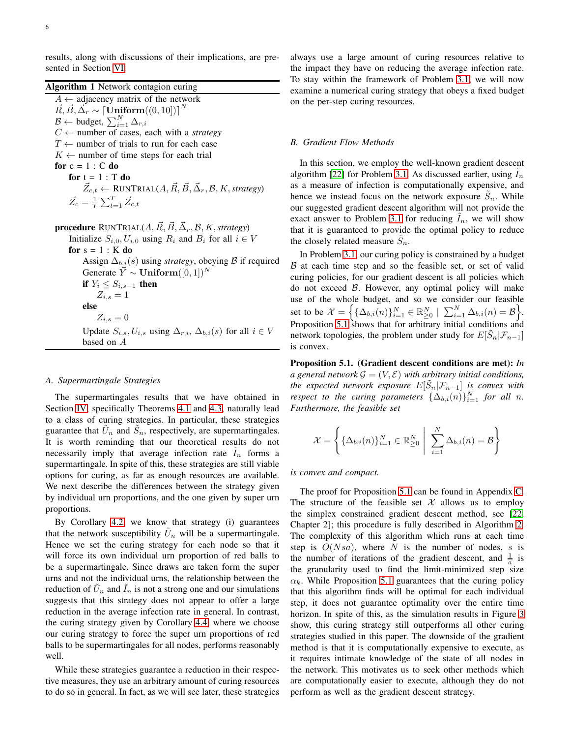results, along with discussions of their implications, are presented in Section VI.

**Algorithm 1** Network contagion curing

```
A ← adjacency matrix of the network
R⃗, B⃗, Δ⃗_r ~ ⌈Uniform((0, 10])⌉^N
B ← budget, Σ_{i=1}^N Δ_{r,i}
C ← number of cases, each with a strategy
T ← number of trials to run for each case
K ← number of time steps for each trial
for c = 1 : C do
    for t = 1 : T do
        Z⃗_{c,t} ← RunTrial(A, R⃗, B⃗, Δ⃗_r, B, K, strategy)
    Z⃗_c = (1/T) Σ_{t=1}^T Z⃗_{c,t}

procedure RunTrial(A, R⃗, B⃗, Δ⃗_r, B, K, strategy)
    Initialize S_{i,0}, U_{i,0} using R_i and B_i for all i ∈ V
    for s = 1 : K do
        Assign Δ_{b,i}(s) using strategy, obeying B if required
        Generate Y⃗ ~ Uniform([0, 1])^N
        if Y_i ≤ S_{i,s-1} then
            Z_{i,s} = 1
        else
            Z_{i,s} = 0
        Update S_{i,s}, U_{i,s} using Δ_{r,i}, Δ_{b,i}(s) for all i ∈ V
        based on A
```

### A. Supermartingale Strategies

The supermartingales results that we have obtained in Section IV, specifically Theorems 4.1 and 4.3, naturally lead to a class of curing strategies. In particular, these strategies guarantee that $\tilde{U}_n$ and $\tilde{S}_n$, respectively, are supermartingales. It is worth reminding that our theoretical results do not necessarily imply that average infection rate $\tilde{I}_n$ forms a supermartingale. In spite of this, these strategies are still viable options for curing, as far as enough resources are available. We next describe the differences between the strategy given by individual urn proportions, and the one given by super urn proportions.

By Corollary 4.2, we know that strategy (i) guarantees that the network susceptibility $\tilde{U}_n$ will be a supermartingale. Hence we set the curing strategy for each node so that it will force its own individual urn proportion of red balls to be a supermartingale. Since draws are taken form the super urns and not the individual urns, the relationship between the reduction of $\tilde{U}_n$ and $\tilde{I}_n$ is not a strong one and our simulations suggests that this strategy does not appear to offer a large reduction in the average infection rate in general. In contrast, the curing strategy given by Corollary 4.4, where we choose our curing strategy to force the super urn proportions of red balls to be supermartingales for all nodes, performs reasonably well.

While these strategies guarantee a reduction in their respective measures, they use an arbitrary amount of curing resources to do so in general. In fact, as we will see later, these strategies always use a large amount of curing resources relative to the impact they have on reducing the average infection rate. To stay within the framework of Problem 3.1, we will now examine a numerical curing strategy that obeys a fixed budget on the per-step curing resources.

### B. Gradient Flow Methods

In this section, we employ the well-known gradient descent algorithm [22] for Problem 3.1. As discussed earlier, using $\tilde{I}_n$ as a measure of infection is computationally expensive, and hence we instead focus on the network exposure $\tilde{S}_n$. While our suggested gradient descent algorithm will not provide the exact answer to Problem 3.1 for reducing $\tilde{I}_n$, we will show that it is guaranteed to provide the optimal policy to reduce the closely related measure $\tilde{S}_n$.

In Problem 3.1, our curing policy is constrained by a budget $\mathcal{B}$ at each time step and so the feasible set, or set of valid curing policies, for our gradient descent is all policies which do not exceed $\mathcal{B}$. However, any optimal policy will make use of the whole budget, and so we consider our feasible set to be $\mathcal{X} = \left\{\{\Delta_{b,i}(n)\}_{i=1}^N \in \mathbb{R}_{\geq 0}^N \mid \sum_{i=1}^N \Delta_{b,i}(n) = \mathcal{B}\right\}$. Proposition 5.1 shows that for arbitrary initial conditions and network topologies, the problem under study for $E[\tilde{S}_n|\mathcal{F}_{n-1}]$ is convex.

**Proposition 5.1. (Gradient descent conditions are met):** *In a general network $\mathcal{G} = (V, \mathcal{E})$ with arbitrary initial conditions, the expected network exposure $E[\tilde{S}_n|\mathcal{F}_{n-1}]$ is convex with respect to the curing parameters $\{\Delta_{b,i}(n)\}_{i=1}^N$ for all $n$. Furthermore, the feasible set*

$$\mathcal{X} = \left\{ \{\Delta_{b,i}(n)\}_{i=1}^N \in \mathbb{R}_{\geq 0}^N \;\middle|\; \sum_{i=1}^N \Delta_{b,i}(n) = \mathcal{B} \right\}$$

*is convex and compact.*

The proof for Proposition 5.1 can be found in Appendix C. The structure of the feasible set $\mathcal{X}$ allows us to employ the simplex constrained gradient descent method, see [22, Chapter 2]; this procedure is fully described in Algorithm 2. The complexity of this algorithm which runs at each time step is $O(Nsa)$, where $N$ is the number of nodes, $s$ is the number of iterations of the gradient descent, and $\frac{1}{a}$ is the granularity used to find the limit-minimized step size $\alpha_k$. While Proposition 5.1 guarantees that the curing policy that this algorithm finds will be optimal for each individual step, it does not guarantee optimality over the entire time horizon. In spite of this, as the simulation results in Figure 3 show, this curing strategy still outperforms all other curing strategies studied in this paper. The downside of the gradient method is that it is computationally expensive to execute, as it requires intimate knowledge of the state of all nodes in the network. This motivates us to seek other methods which are computationally easier to execute, although they do not perform as well as the gradient descent strategy.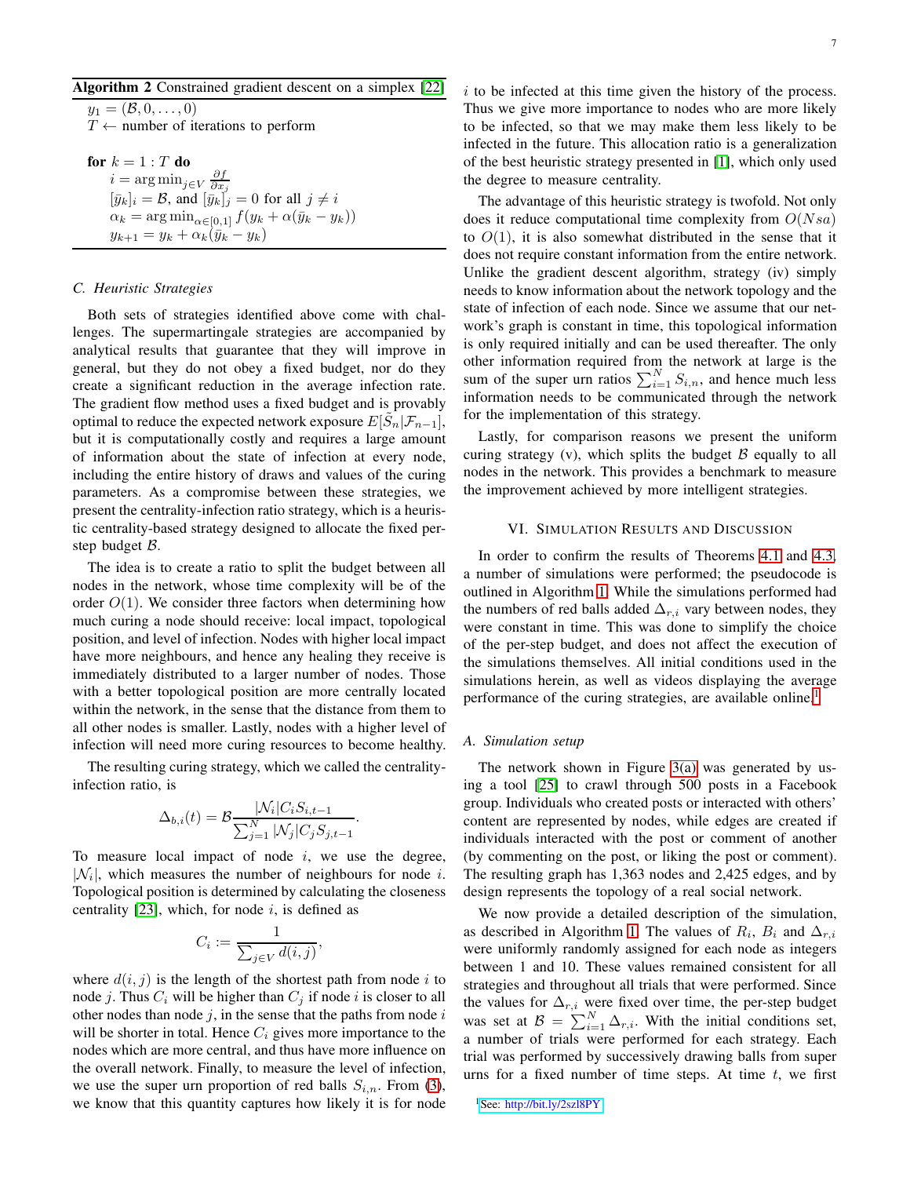**Algorithm 2** Constrained gradient descent on a simplex [22]

```
y_1 = (B, 0, ..., 0)
T ← number of iterations to perform

for k = 1 : T do
    i = arg min_{j∈V} ∂f/∂x_j
    [ȳ_k]_i = B, and [ȳ_k]_j = 0 for all j ≠ i
    α_k = arg min_{α∈[0,1]} f(y_k + α(ȳ_k − y_k))
    y_{k+1} = y_k + α_k(ȳ_k − y_k)
```

### C. Heuristic Strategies

Both sets of strategies identified above come with challenges. The supermartingale strategies are accompanied by analytical results that guarantee that they will improve in general, but they do not obey a fixed budget, nor do they create a significant reduction in the average infection rate. The gradient flow method uses a fixed budget and is provably optimal to reduce the expected network exposure $E[\tilde{S}_n|\mathcal{F}_{n-1}]$, but it is computationally costly and requires a large amount of information about the state of infection at every node, including the entire history of draws and values of the curing parameters. As a compromise between these strategies, we present the centrality-infection ratio strategy, which is a heuristic centrality-based strategy designed to allocate the fixed per-step budget $\mathcal{B}$.

The idea is to create a ratio to split the budget between all nodes in the network, whose time complexity will be of the order $O(1)$. We consider three factors when determining how much curing a node should receive: local impact, topological position, and level of infection. Nodes with higher local impact have more neighbours, and hence any healing they receive is immediately distributed to a larger number of nodes. Those with a better topological position are more centrally located within the network, in the sense that the distance from them to all other nodes is smaller. Lastly, nodes with a higher level of infection will need more curing resources to become healthy.

The resulting curing strategy, which we called the centrality-infection ratio, is

$$\Delta_{b,i}(t) = \mathcal{B}\frac{|\mathcal{N}_i|C_i S_{i,t-1}}{\sum_{j=1}^{N}|\mathcal{N}_j|C_j S_{j,t-1}}.$$

To measure local impact of node $i$, we use the degree, $|\mathcal{N}_i|$, which measures the number of neighbours for node $i$. Topological position is determined by calculating the closeness centrality [23], which, for node $i$, is defined as

$$C_i := \frac{1}{\sum_{j\in V} d(i,j)},$$

where $d(i,j)$ is the length of the shortest path from node $i$ to node $j$. Thus $C_i$ will be higher than $C_j$ if node $i$ is closer to all other nodes than node $j$, in the sense that the paths from node $i$ will be shorter in total. Hence $C_i$ gives more importance to the nodes which are more central, and thus have more influence on the overall network. Finally, to measure the level of infection, we use the super urn proportion of red balls $S_{i,n}$. From (3), we know that this quantity captures how likely it is for node $i$ to be infected at this time given the history of the process. Thus we give more importance to nodes who are more likely to be infected, so that we may make them less likely to be infected in the future. This allocation ratio is a generalization of the best heuristic strategy presented in [1], which only used the degree to measure centrality.

The advantage of this heuristic strategy is twofold. Not only does it reduce computational time complexity from $O(Nsa)$ to $O(1)$, it is also somewhat distributed in the sense that it does not require constant information from the entire network. Unlike the gradient descent algorithm, strategy (iv) simply needs to know information about the network topology and the state of infection of each node. Since we assume that our network's graph is constant in time, this topological information is only required initially and can be used thereafter. The only other information required from the network at large is the sum of the super urn ratios $\sum_{i=1}^{N} S_{i,n}$, and hence much less information needs to be communicated through the network for the implementation of this strategy.

Lastly, for comparison reasons we present the uniform curing strategy (v), which splits the budget $\mathcal{B}$ equally to all nodes in the network. This provides a benchmark to measure the improvement achieved by more intelligent strategies.

## VI. Simulation Results and Discussion

In order to confirm the results of Theorems 4.1 and 4.3, a number of simulations were performed; the pseudocode is outlined in Algorithm 1. While the simulations performed had the numbers of red balls added $\Delta_{r,i}$ vary between nodes, they were constant in time. This was done to simplify the choice of the per-step budget, and does not affect the execution of the simulations themselves. All initial conditions used in the simulations herein, as well as videos displaying the average performance of the curing strategies, are available online.[1]

### A. Simulation setup

The network shown in Figure 3(a) was generated by using a tool [25] to crawl through 500 posts in a Facebook group. Individuals who created posts or interacted with others' content are represented by nodes, while edges are created if individuals interacted with the post or comment of another (by commenting on the post, or liking the post or comment). The resulting graph has 1,363 nodes and 2,425 edges, and by design represents the topology of a real social network.

We now provide a detailed description of the simulation, as described in Algorithm 1. The values of $R_i$, $B_i$ and $\Delta_{r,i}$ were uniformly randomly assigned for each node as integers between 1 and 10. These values remained consistent for all strategies and throughout all trials that were performed. Since the values for $\Delta_{r,i}$ were fixed over time, the per-step budget was set at $\mathcal{B} = \sum_{i=1}^{N} \Delta_{r,i}$. With the initial conditions set, a number of trials were performed for each strategy. Each trial was performed by successively drawing balls from super urns for a fixed number of time steps. At time $t$, we first

[1] See: http://bit.ly/2szl8PY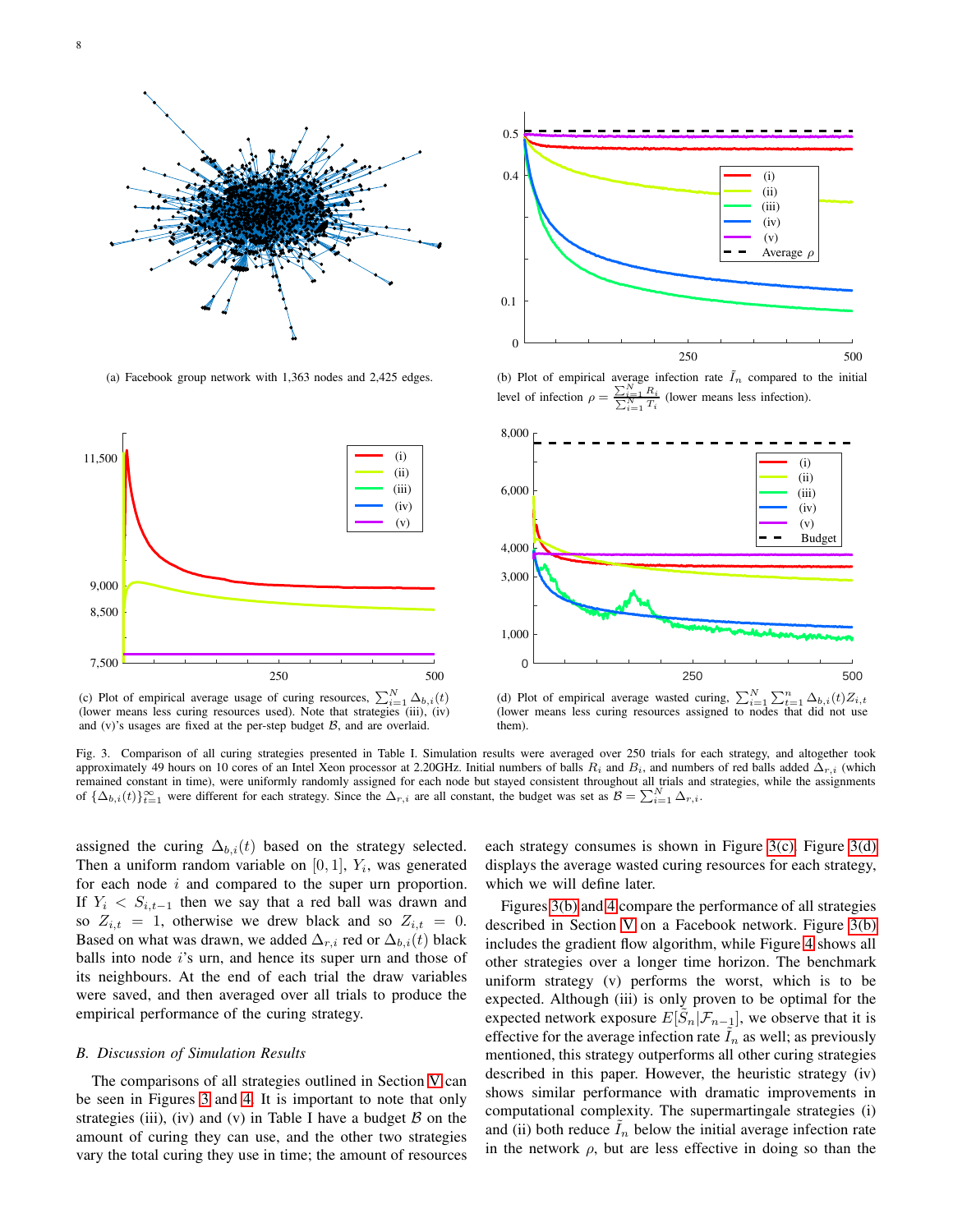(a) Facebook group network with 1,363 nodes and 2,425 edges.

(b) Plot of empirical average infection rate $\tilde{I}_n$ compared to the initial level of infection $\rho = \frac{\sum_{i=1}^N R_i}{\sum_{i=1}^N T_i}$ (lower means less infection).

(c) Plot of empirical average usage of curing resources, $\sum_{i=1}^N \Delta_{b,i}(t)$ (lower means less curing resources used). Note that strategies (iii), (iv) and (v)'s usages are fixed at the per-step budget $\mathcal{B}$, and are overlaid.

(d) Plot of empirical average wasted curing, $\sum_{i=1}^N \sum_{t=1}^n \Delta_{b,i}(t) Z_{i,t}$ (lower means less curing resources assigned to nodes that did not use them).

Fig. 3. Comparison of all curing strategies presented in Table I. Simulation results were averaged over 250 trials for each strategy, and altogether took approximately 49 hours on 10 cores of an Intel Xeon processor at 2.20GHz. Initial numbers of balls $R_i$ and $B_i$, and numbers of red balls added $\Delta_{r,i}$ (which remained constant in time), were uniformly randomly assigned for each node but stayed consistent throughout all trials and strategies, while the assignments of $\{\Delta_{b,i}(t)\}_{t=1}^{\infty}$ were different for each strategy. Since the $\Delta_{r,i}$ are all constant, the budget was set as $\mathcal{B} = \sum_{i=1}^N \Delta_{r,i}$.

assigned the curing $\Delta_{b,i}(t)$ based on the strategy selected. Then a uniform random variable on $[0,1]$, $Y_i$, was generated for each node $i$ and compared to the super urn proportion. If $Y_i < S_{i,t-1}$ then we say that a red ball was drawn and so $Z_{i,t} = 1$, otherwise we drew black and so $Z_{i,t} = 0$. Based on what was drawn, we added $\Delta_{r,i}$ red or $\Delta_{b,i}(t)$ black balls into node $i$'s urn, and hence its super urn and those of its neighbours. At the end of each trial the draw variables were saved, and then averaged over all trials to produce the empirical performance of the curing strategy.

### *B. Discussion of Simulation Results*

The comparisons of all strategies outlined in Section V can be seen in Figures 3 and 4. It is important to note that only strategies (iii), (iv) and (v) in Table I have a budget $\mathcal{B}$ on the amount of curing they can use, and the other two strategies vary the total curing they use in time; the amount of resources each strategy consumes is shown in Figure 3(c). Figure 3(d) displays the average wasted curing resources for each strategy, which we will define later.

Figures 3(b) and 4 compare the performance of all strategies described in Section V on a Facebook network. Figure 3(b) includes the gradient flow algorithm, while Figure 4 shows all other strategies over a longer time horizon. The benchmark uniform strategy (v) performs the worst, which is to be expected. Although (iii) is only proven to be optimal for the expected network exposure $E[\tilde{S}_n|\mathcal{F}_{n-1}]$, we observe that it is effective for the average infection rate $\tilde{I}_n$ as well; as previously mentioned, this strategy outperforms all other curing strategies described in this paper. However, the heuristic strategy (iv) shows similar performance with dramatic improvements in computational complexity. The supermartingale strategies (i) and (ii) both reduce $\tilde{I}_n$ below the initial average infection rate in the network $\rho$, but are less effective in doing so than the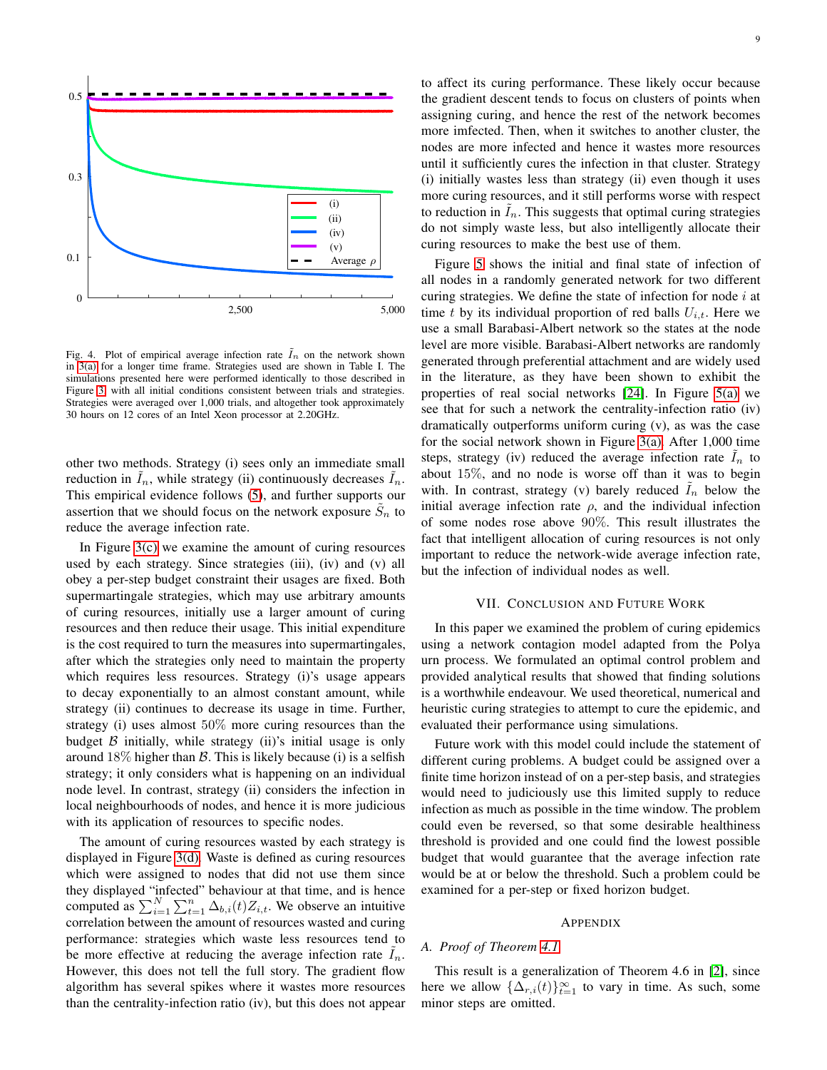Fig. 4. Plot of empirical average infection rate $\tilde{I}_n$ on the network shown in 3(a) for a longer time frame. Strategies used are shown in Table I. The simulations presented here were performed identically to those described in Figure 3, with all initial conditions consistent between trials and strategies. Strategies were averaged over 1,000 trials, and altogether took approximately 30 hours on 12 cores of an Intel Xeon processor at 2.20GHz.

other two methods. Strategy (i) sees only an immediate small reduction in $\tilde{I}_n$, while strategy (ii) continuously decreases $\tilde{I}_n$. This empirical evidence follows (5), and further supports our assertion that we should focus on the network exposure $\tilde{S}_n$ to reduce the average infection rate.

In Figure 3(c) we examine the amount of curing resources used by each strategy. Since strategies (iii), (iv) and (v) all obey a per-step budget constraint their usages are fixed. Both supermartingale strategies, which may use arbitrary amounts of curing resources, initially use a larger amount of curing resources and then reduce their usage. This initial expenditure is the cost required to turn the measures into supermartingales, after which the strategies only need to maintain the property which requires less resources. Strategy (i)'s usage appears to decay exponentially to an almost constant amount, while strategy (ii) continues to decrease its usage in time. Further, strategy (i) uses almost $50\%$ more curing resources than the budget $\mathcal{B}$ initially, while strategy (ii)'s initial usage is only around $18\%$ higher than $\mathcal{B}$. This is likely because (i) is a selfish strategy; it only considers what is happening on an individual node level. In contrast, strategy (ii) considers the infection in local neighbourhoods of nodes, and hence it is more judicious with its application of resources to specific nodes.

The amount of curing resources wasted by each strategy is displayed in Figure 3(d). Waste is defined as curing resources which were assigned to nodes that did not use them since they displayed "infected" behaviour at that time, and is hence computed as $\sum_{i=1}^{N}\sum_{t=1}^{n}\Delta_{b,i}(t)Z_{i,t}$. We observe an intuitive correlation between the amount of resources wasted and curing performance: strategies which waste less resources tend to be more effective at reducing the average infection rate $\tilde{I}_n$. However, this does not tell the full story. The gradient flow algorithm has several spikes where it wastes more resources than the centrality-infection ratio (iv), but this does not appear to affect its curing performance. These likely occur because the gradient descent tends to focus on clusters of points when assigning curing, and hence the rest of the network becomes more imfected. Then, when it switches to another cluster, the nodes are more infected and hence it wastes more resources until it sufficiently cures the infection in that cluster. Strategy (i) initially wastes less than strategy (ii) even though it uses more curing resources, and it still performs worse with respect to reduction in $\tilde{I}_n$. This suggests that optimal curing strategies do not simply waste less, but also intelligently allocate their curing resources to make the best use of them.

Figure 5 shows the initial and final state of infection of all nodes in a randomly generated network for two different curing strategies. We define the state of infection for node $i$ at time $t$ by its individual proportion of red balls $U_{i,t}$. Here we use a small Barabasi-Albert network so the states at the node level are more visible. Barabasi-Albert networks are randomly generated through preferential attachment and are widely used in the literature, as they have been shown to exhibit the properties of real social networks [24]. In Figure 5(a) we see that for such a network the centrality-infection ratio (iv) dramatically outperforms uniform curing (v), as was the case for the social network shown in Figure 3(a). After 1,000 time steps, strategy (iv) reduced the average infection rate $\tilde{I}_n$ to about $15\%$, and no node is worse off than it was to begin with. In contrast, strategy (v) barely reduced $\tilde{I}_n$ below the initial average infection rate $\rho$, and the individual infection of some nodes rose above $90\%$. This result illustrates the fact that intelligent allocation of curing resources is not only important to reduce the network-wide average infection rate, but the infection of individual nodes as well.

## VII. Conclusion and Future Work

In this paper we examined the problem of curing epidemics using a network contagion model adapted from the Polya urn process. We formulated an optimal control problem and provided analytical results that showed that finding solutions is a worthwhile endeavour. We used theoretical, numerical and heuristic curing strategies to attempt to cure the epidemic, and evaluated their performance using simulations.

Future work with this model could include the statement of different curing problems. A budget could be assigned over a finite time horizon instead of on a per-step basis, and strategies would need to judiciously use this limited supply to reduce infection as much as possible in the time window. The problem could even be reversed, so that some desirable healthiness threshold is provided and one could find the lowest possible budget that would guarantee that the average infection rate would be at or below the threshold. Such a problem could be examined for a per-step or fixed horizon budget.

## Appendix

### A. *Proof of Theorem 4.1*

This result is a generalization of Theorem 4.6 in [2], since here we allow $\{\Delta_{r,i}(t)\}_{t=1}^{\infty}$ to vary in time. As such, some minor steps are omitted.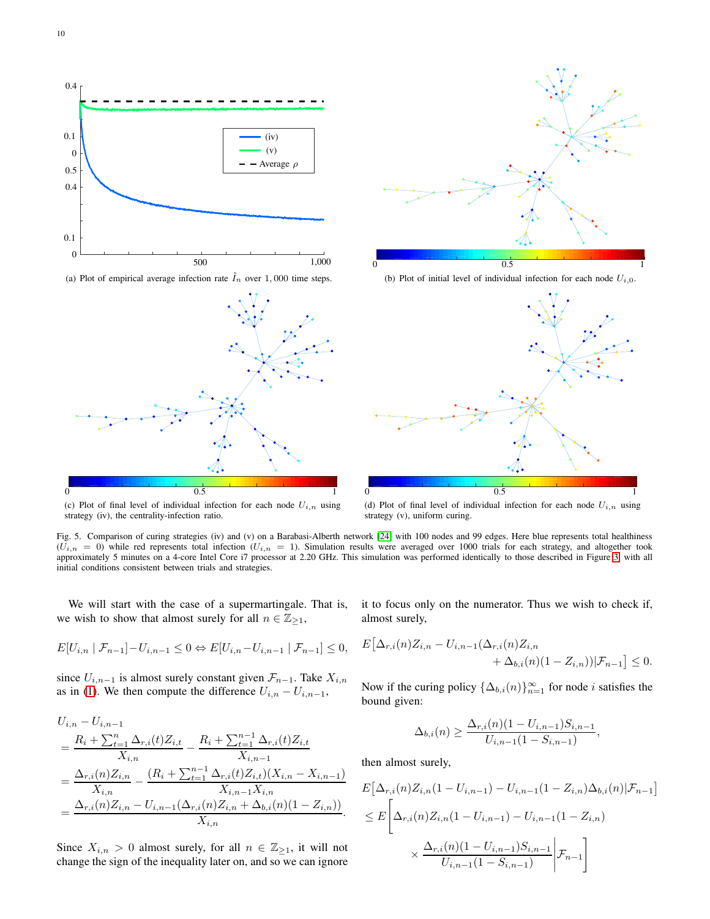(a) Plot of empirical average infection rate $\tilde{I}_n$ over 1,000 time steps.

(b) Plot of initial level of individual infection for each node $U_{i,0}$.

(c) Plot of final level of individual infection for each node $U_{i,n}$ using strategy (iv), the centrality-infection ratio.

(d) Plot of final level of individual infection for each node $U_{i,n}$ using strategy (v), uniform curing.

Fig. 5. Comparison of curing strategies (iv) and (v) on a Barabasi-Albert network [24] with 100 nodes and 99 edges. Here blue represents total healthiness ($U_{i,n} = 0$) while red represents total infection ($U_{i,n} = 1$). Simulation results were averaged over 1000 trials for each strategy, and altogether took approximately 5 minutes on a 4-core Intel Core i7 processor at 2.20 GHz. This simulation was performed identically to those described in Figure 3, with all initial conditions consistent between trials and strategies.

We will start with the case of a supermartingale. That is, we wish to show that almost surely for all $n \in \mathbb{Z}_{\geq 1}$,

$$E[U_{i,n} \mid \mathcal{F}_{n-1}] - U_{i,n-1} \leq 0 \Leftrightarrow E[U_{i,n} - U_{i,n-1} \mid \mathcal{F}_{n-1}] \leq 0,$$

since $U_{i,n-1}$ is almost surely constant given $\mathcal{F}_{n-1}$. Take $X_{i,n}$ as in (1). We then compute the difference $U_{i,n} - U_{i,n-1}$,

$$\begin{aligned}
&U_{i,n} - U_{i,n-1} \\
&= \frac{R_i + \sum_{t=1}^{n} \Delta_{r,i}(t) Z_{i,t}}{X_{i,n}} - \frac{R_i + \sum_{t=1}^{n-1} \Delta_{r,i}(t) Z_{i,t}}{X_{i,n-1}} \\
&= \frac{\Delta_{r,i}(n) Z_{i,n}}{X_{i,n}} - \frac{(R_i + \sum_{t=1}^{n-1} \Delta_{r,i}(t) Z_{i,t})(X_{i,n} - X_{i,n-1})}{X_{i,n-1} X_{i,n}} \\
&= \frac{\Delta_{r,i}(n) Z_{i,n} - U_{i,n-1}(\Delta_{r,i}(n) Z_{i,n} + \Delta_{b,i}(n)(1 - Z_{i,n}))}{X_{i,n}}.
\end{aligned}$$

Since $X_{i,n} > 0$ almost surely, for all $n \in \mathbb{Z}_{\geq 1}$, it will not change the sign of the inequality later on, and so we can ignore it to focus only on the numerator. Thus we wish to check if, almost surely,

$$\begin{aligned}
E\big[\Delta_{r,i}(n) Z_{i,n} - U_{i,n-1}(&\Delta_{r,i}(n) Z_{i,n} \\
&+ \Delta_{b,i}(n)(1 - Z_{i,n}))|\mathcal{F}_{n-1}\big] \leq 0.
\end{aligned}$$

Now if the curing policy $\{\Delta_{b,i}(n)\}_{n=1}^{\infty}$ for node $i$ satisfies the bound given:

$$\Delta_{b,i}(n) \geq \frac{\Delta_{r,i}(n)(1 - U_{i,n-1}) S_{i,n-1}}{U_{i,n-1}(1 - S_{i,n-1})},$$

then almost surely,

$$\begin{aligned}
&E\big[\Delta_{r,i}(n) Z_{i,n}(1 - U_{i,n-1}) - U_{i,n-1}(1 - Z_{i,n}) \Delta_{b,i}(n) | \mathcal{F}_{n-1}\big] \\
&\leq E\Bigg[\Delta_{r,i}(n) Z_{i,n}(1 - U_{i,n-1}) - U_{i,n-1}(1 - Z_{i,n}) \\
&\qquad \times \frac{\Delta_{r,i}(n)(1 - U_{i,n-1}) S_{i,n-1}}{U_{i,n-1}(1 - S_{i,n-1})} \Bigg| \mathcal{F}_{n-1}\Bigg]
\end{aligned}$$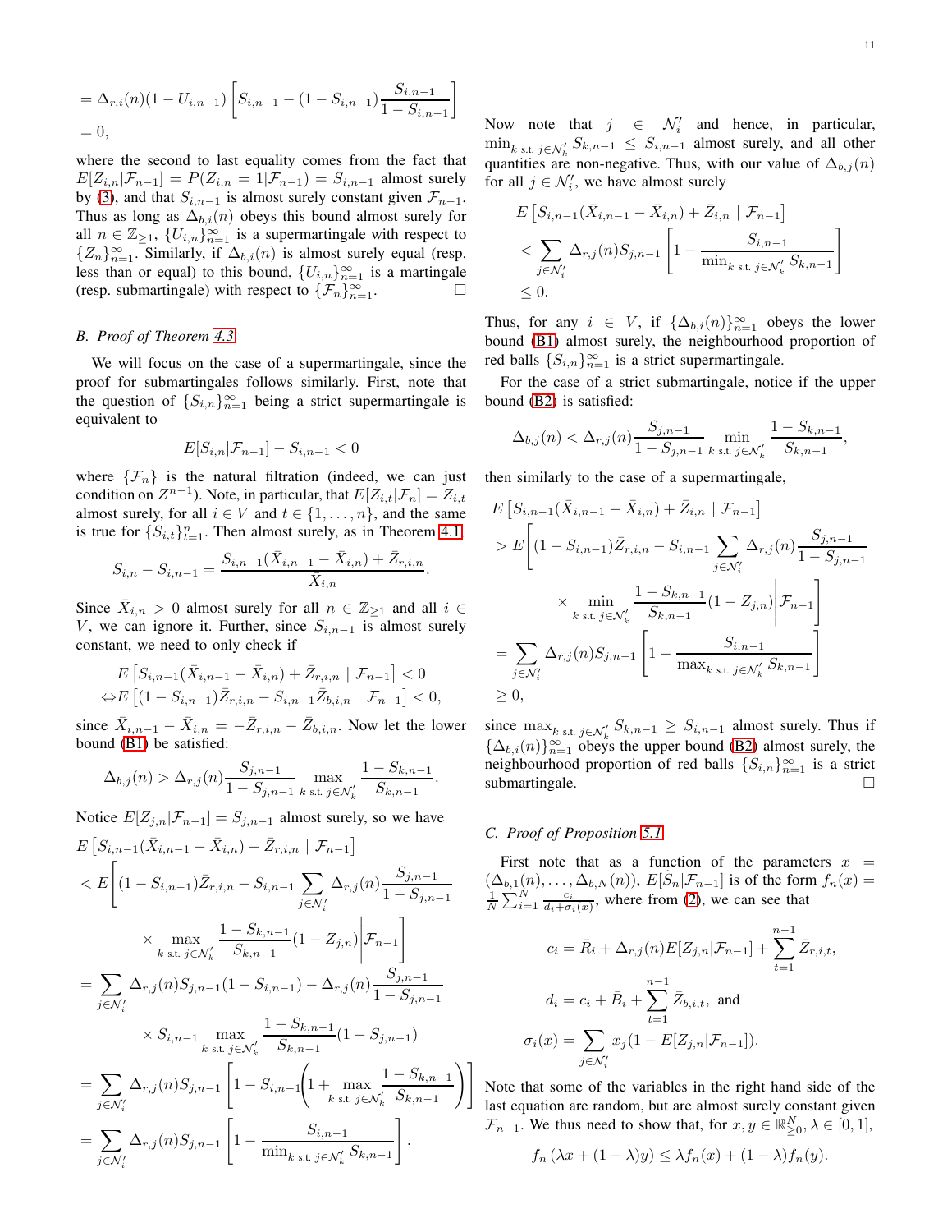$$
= \Delta_{r,i}(n)(1-U_{i,n-1})\left[S_{i,n-1}-(1-S_{i,n-1})\frac{S_{i,n-1}}{1-S_{i,n-1}}\right]
$$

$$
= 0,
$$

where the second to last equality comes from the fact that $E[Z_{i,n}|F_{n-1}] = P(Z_{i,n} = 1|\mathcal{F}_{n-1}) = S_{i,n-1}$ almost surely by (3), and that $S_{i,n-1}$ is almost surely constant given $\mathcal{F}_{n-1}$. Thus as long as $\Delta_{b,i}(n)$ obeys this bound almost surely for all $n \in \mathbb{Z}_{\geq 1}$, $\{U_{i,n}\}_{n=1}^{\infty}$ is a supermartingale with respect to $\{Z_n\}_{n=1}^{\infty}$. Similarly, if $\Delta_{b,i}(n)$ is almost surely equal (resp. less than or equal) to this bound, $\{U_{i,n}\}_{n=1}^{\infty}$ is a martingale (resp. submartingale) with respect to $\{\mathcal{F}_n\}_{n=1}^{\infty}$. □

### B. Proof of Theorem 4.3

We will focus on the case of a supermartingale, since the proof for submartingales follows similarly. First, note that the question of $\{S_{i,n}\}_{n=1}^{\infty}$ being a strict supermartingale is equivalent to

$$
E[S_{i,n}|\mathcal{F}_{n-1}] - S_{i,n-1} < 0
$$

where $\{\mathcal{F}_n\}$ is the natural filtration (indeed, we can just condition on $Z^{n-1}$). Note, in particular, that $E[Z_{i,t}|\mathcal{F}_n] = Z_{i,t}$ almost surely, for all $i \in V$ and $t \in \{1, \ldots, n\}$, and the same is true for $\{S_{i,t}\}_{t=1}^{n}$. Then almost surely, as in Theorem 4.1,

$$
S_{i,n} - S_{i,n-1} = \frac{S_{i,n-1}(\bar{X}_{i,n-1} - \bar{X}_{i,n}) + \bar{Z}_{r,i,n}}{\bar{X}_{i,n}}.
$$

Since $\bar{X}_{i,n} > 0$ almost surely for all $n \in \mathbb{Z}_{\geq 1}$ and all $i \in V$, we can ignore it. Further, since $S_{i,n-1}$ is almost surely constant, we need to only check if

$$
\begin{aligned}
&E\left[S_{i,n-1}(\bar{X}_{i,n-1} - \bar{X}_{i,n}) + \bar{Z}_{r,i,n} \mid \mathcal{F}_{n-1}\right] < 0 \\
\Leftrightarrow &E\left[(1-S_{i,n-1})\bar{Z}_{r,i,n} - S_{i,n-1}\bar{Z}_{b,i,n} \mid \mathcal{F}_{n-1}\right] < 0,
\end{aligned}
$$

since $\bar{X}_{i,n-1} - \bar{X}_{i,n} = -\bar{Z}_{r,i,n} - \bar{Z}_{b,i,n}$. Now let the lower bound (B1) be satisfied:

$$
\Delta_{b,j}(n) > \Delta_{r,j}(n)\frac{S_{j,n-1}}{1-S_{j,n-1}} \max_{k \text{ s.t. } j \in \mathcal{N}_k'} \frac{1-S_{k,n-1}}{S_{k,n-1}}.
$$

Notice $E[Z_{j,n}|\mathcal{F}_{n-1}] = S_{j,n-1}$ almost surely, so we have

$$
\begin{aligned}
&E\left[S_{i,n-1}(\bar{X}_{i,n-1} - \bar{X}_{i,n}) + \bar{Z}_{r,i,n} \mid \mathcal{F}_{n-1}\right] \\
&< E\Bigg[(1-S_{i,n-1})\bar{Z}_{r,i,n} - S_{i,n-1}\sum_{j\in\mathcal{N}_i'}\Delta_{r,j}(n)\frac{S_{j,n-1}}{1-S_{j,n-1}} \\
&\qquad \times \max_{k \text{ s.t. } j\in\mathcal{N}_k'} \frac{1-S_{k,n-1}}{S_{k,n-1}}(1-Z_{j,n})\Bigg|\mathcal{F}_{n-1}\Bigg] \\
&= \sum_{j\in\mathcal{N}_i'}\Delta_{r,j}(n)S_{j,n-1}(1-S_{i,n-1}) - \Delta_{r,j}(n)\frac{S_{j,n-1}}{1-S_{j,n-1}} \\
&\qquad \times S_{i,n-1}\max_{k \text{ s.t. } j\in\mathcal{N}_k'} \frac{1-S_{k,n-1}}{S_{k,n-1}}(1-S_{j,n-1}) \\
&= \sum_{j\in\mathcal{N}_i'}\Delta_{r,j}(n)S_{j,n-1}\left[1 - S_{i,n-1}\left(1+\max_{k \text{ s.t. } j\in\mathcal{N}_k'}\frac{1-S_{k,n-1}}{S_{k,n-1}}\right)\right] \\
&= \sum_{j\in\mathcal{N}_i'}\Delta_{r,j}(n)S_{j,n-1}\left[1 - \frac{S_{i,n-1}}{\min_{k \text{ s.t. } j\in\mathcal{N}_k'} S_{k,n-1}}\right].
\end{aligned}
$$

Now note that $j \in \mathcal{N}_i'$ and hence, in particular, $\min_{k \text{ s.t. } j\in\mathcal{N}_k'} S_{k,n-1} \leq S_{i,n-1}$ almost surely, and all other quantities are non-negative. Thus, with our value of $\Delta_{b,j}(n)$ for all $j \in \mathcal{N}_i'$, we have almost surely

$$
\begin{aligned}
&E\left[S_{i,n-1}(\bar{X}_{i,n-1} - \bar{X}_{i,n}) + \bar{Z}_{i,n} \mid \mathcal{F}_{n-1}\right] \\
&< \sum_{j\in\mathcal{N}_i'}\Delta_{r,j}(n)S_{j,n-1}\left[1 - \frac{S_{i,n-1}}{\min_{k \text{ s.t. } j\in\mathcal{N}_k'} S_{k,n-1}}\right] \\
&\leq 0.
\end{aligned}
$$

Thus, for any $i \in V$, if $\{\Delta_{b,i}(n)\}_{n=1}^{\infty}$ obeys the lower bound (B1) almost surely, the neighbourhood proportion of red balls $\{S_{i,n}\}_{n=1}^{\infty}$ is a strict supermartingale.

For the case of a strict submartingale, notice if the upper bound (B2) is satisfied:

$$
\Delta_{b,j}(n) < \Delta_{r,j}(n)\frac{S_{j,n-1}}{1-S_{j,n-1}} \min_{k \text{ s.t. } j\in\mathcal{N}_k'} \frac{1-S_{k,n-1}}{S_{k,n-1}},
$$

then similarly to the case of a supermartingale,

$$
\begin{aligned}
&E\left[S_{i,n-1}(\bar{X}_{i,n-1} - \bar{X}_{i,n}) + \bar{Z}_{i,n} \mid \mathcal{F}_{n-1}\right] \\
&> E\Bigg[(1-S_{i,n-1})\bar{Z}_{r,i,n} - S_{i,n-1}\sum_{j\in\mathcal{N}_i'}\Delta_{r,j}(n)\frac{S_{j,n-1}}{1-S_{j,n-1}} \\
&\qquad \times \min_{k \text{ s.t. } j\in\mathcal{N}_k'} \frac{1-S_{k,n-1}}{S_{k,n-1}}(1-Z_{j,n})\Bigg|\mathcal{F}_{n-1}\Bigg] \\
&= \sum_{j\in\mathcal{N}_i'}\Delta_{r,j}(n)S_{j,n-1}\left[1 - \frac{S_{i,n-1}}{\max_{k \text{ s.t. } j\in\mathcal{N}_k'} S_{k,n-1}}\right] \\
&\geq 0,
\end{aligned}
$$

since $\max_{k \text{ s.t. } j\in\mathcal{N}_k'} S_{k,n-1} \geq S_{i,n-1}$ almost surely. Thus if $\{\Delta_{b,i}(n)\}_{n=1}^{\infty}$ obeys the upper bound (B2) almost surely, the neighbourhood proportion of red balls $\{S_{i,n}\}_{n=1}^{\infty}$ is a strict submartingale. □

### C. Proof of Proposition 5.1

First note that as a function of the parameters $x = (\Delta_{b,1}(n), \ldots, \Delta_{b,N}(n))$, $E[\tilde{S}_n|\mathcal{F}_{n-1}]$ is of the form $f_n(x) = \frac{1}{N}\sum_{i=1}^{N}\frac{c_i}{d_i+\sigma_i(x)}$, where from (2), we can see that

$$
c_i = \bar{R}_i + \Delta_{r,j}(n)E[Z_{j,n}|\mathcal{F}_{n-1}] + \sum_{t=1}^{n-1}\bar{Z}_{r,i,t},
$$

$$
d_i = c_i + \bar{B}_i + \sum_{t=1}^{n-1}\bar{Z}_{b,i,t}, \text{ and}
$$

$$
\sigma_i(x) = \sum_{j\in\mathcal{N}_i'} x_j(1 - E[Z_{j,n}|\mathcal{F}_{n-1}]).
$$

Note that some of the variables in the right hand side of the last equation are random, but are almost surely constant given $\mathcal{F}_{n-1}$. We thus need to show that, for $x, y \in \mathbb{R}_{\geq 0}^{N}$, $\lambda \in [0,1]$,

$$
f_n(\lambda x + (1-\lambda)y) \leq \lambda f_n(x) + (1-\lambda)f_n(y).
$$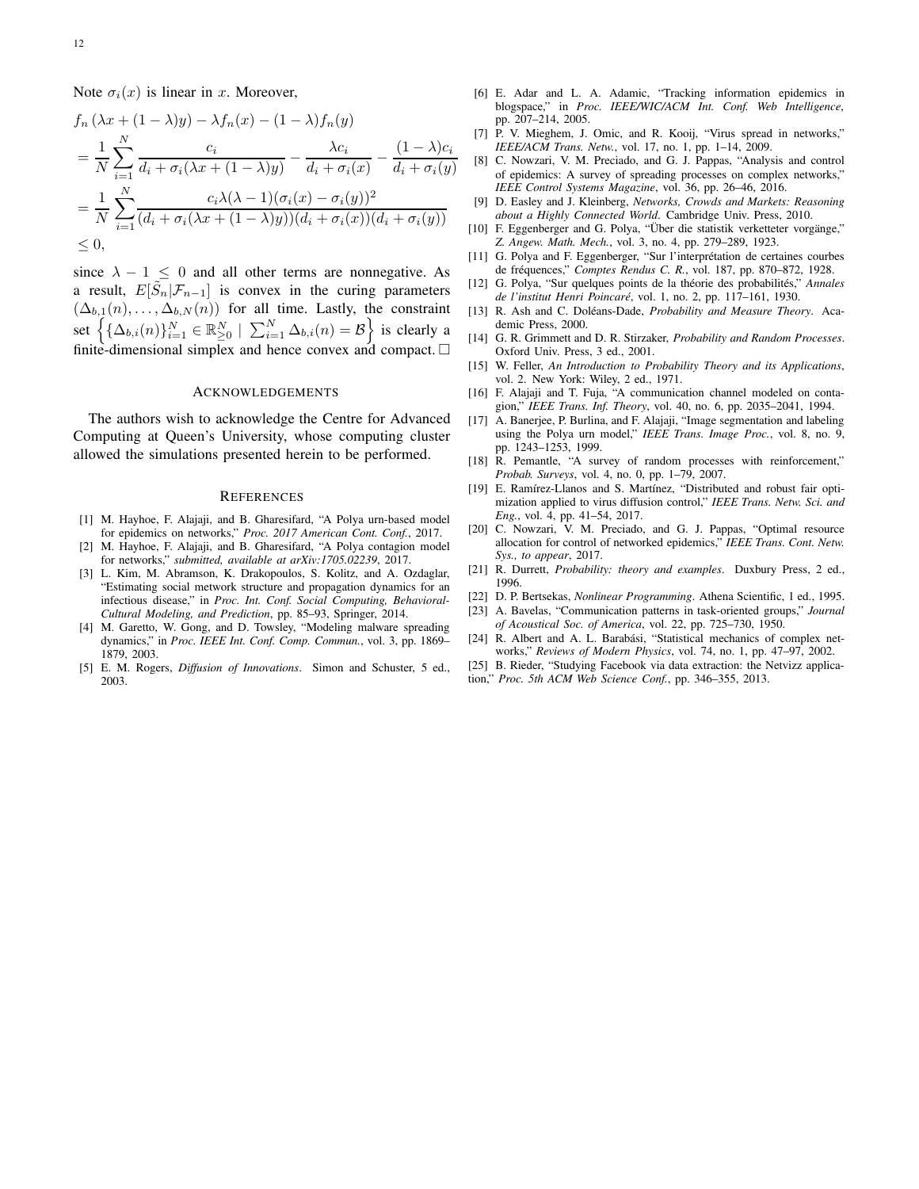Note $\sigma_i(x)$ is linear in $x$. Moreover,

$$
\begin{aligned}
&f_n\left(\lambda x + (1-\lambda)y\right) - \lambda f_n(x) - (1-\lambda) f_n(y) \\
&= \frac{1}{N}\sum_{i=1}^{N} \frac{c_i}{d_i + \sigma_i(\lambda x + (1-\lambda)y)} - \frac{\lambda c_i}{d_i + \sigma_i(x)} - \frac{(1-\lambda)c_i}{d_i + \sigma_i(y)} \\
&= \frac{1}{N}\sum_{i=1}^{N} \frac{c_i \lambda(\lambda - 1)(\sigma_i(x) - \sigma_i(y))^2}{(d_i + \sigma_i(\lambda x + (1-\lambda)y))(d_i + \sigma_i(x))(d_i + \sigma_i(y))} \\
&\leq 0,
\end{aligned}
$$

since $\lambda - 1 \leq 0$ and all other terms are nonnegative. As a result, $E[\tilde{S}_n | \mathcal{F}_{n-1}]$ is convex in the curing parameters $(\Delta_{b,1}(n), \ldots, \Delta_{b,N}(n))$ for all time. Lastly, the constraint set $\left\{ \{\Delta_{b,i}(n)\}_{i=1}^{N} \in \mathbb{R}^N_{\geq 0} \mid \sum_{i=1}^{N} \Delta_{b,i}(n) = \mathcal{B} \right\}$ is clearly a finite-dimensional simplex and hence convex and compact. □

## Acknowledgements

The authors wish to acknowledge the Centre for Advanced Computing at Queen's University, whose computing cluster allowed the simulations presented herein to be performed.

## References

[1] M. Hayhoe, F. Alajaji, and B. Gharesifard, "A Polya urn-based model for epidemics on networks," *Proc. 2017 American Cont. Conf.*, 2017.

[2] M. Hayhoe, F. Alajaji, and B. Gharesifard, "A Polya contagion model for networks," *submitted, available at arXiv:1705.02239*, 2017.

[3] L. Kim, M. Abramson, K. Drakopoulos, S. Kolitz, and A. Ozdaglar, "Estimating social network structure and propagation dynamics for an infectious disease," in *Proc. Int. Conf. Social Computing, Behavioral-Cultural Modeling, and Prediction*, pp. 85–93, Springer, 2014.

[4] M. Garetto, W. Gong, and D. Towsley, "Modeling malware spreading dynamics," in *Proc. IEEE Int. Conf. Comp. Commun.*, vol. 3, pp. 1869–1879, 2003.

[5] E. M. Rogers, *Diffusion of Innovations*. Simon and Schuster, 5 ed., 2003.

[6] E. Adar and L. A. Adamic, "Tracking information epidemics in blogspace," in *Proc. IEEE/WIC/ACM Int. Conf. Web Intelligence*, pp. 207–214, 2005.

[7] P. V. Mieghem, J. Omic, and R. Kooij, "Virus spread in networks," *IEEE/ACM Trans. Netw.*, vol. 17, no. 1, pp. 1–14, 2009.

[8] C. Nowzari, V. M. Preciado, and G. J. Pappas, "Analysis and control of epidemics: A survey of spreading processes on complex networks," *IEEE Control Systems Magazine*, vol. 36, pp. 26–46, 2016.

[9] D. Easley and J. Kleinberg, *Networks, Crowds and Markets: Reasoning about a Highly Connected World*. Cambridge Univ. Press, 2010.

[10] F. Eggenberger and G. Polya, "Über die statistik verketteter vorgänge," *Z. Angew. Math. Mech.*, vol. 3, no. 4, pp. 279–289, 1923.

[11] G. Polya and F. Eggenberger, "Sur l'interprétation de certaines courbes de fréquences," *Comptes Rendus C. R.*, vol. 187, pp. 870–872, 1928.

[12] G. Polya, "Sur quelques points de la théorie des probabilités," *Annales de l'institut Henri Poincaré*, vol. 1, no. 2, pp. 117–161, 1930.

[13] R. Ash and C. Doléans-Dade, *Probability and Measure Theory*. Academic Press, 2000.

[14] G. R. Grimmett and D. R. Stirzaker, *Probability and Random Processes*. Oxford Univ. Press, 3 ed., 2001.

[15] W. Feller, *An Introduction to Probability Theory and its Applications*, vol. 2. New York: Wiley, 2 ed., 1971.

[16] F. Alajaji and T. Fuja, "A communication channel modeled on contagion," *IEEE Trans. Inf. Theory*, vol. 40, no. 6, pp. 2035–2041, 1994.

[17] A. Banerjee, P. Burlina, and F. Alajaji, "Image segmentation and labeling using the Polya urn model," *IEEE Trans. Image Proc.*, vol. 8, no. 9, pp. 1243–1253, 1999.

[18] R. Pemantle, "A survey of random processes with reinforcement," *Probab. Surveys*, vol. 4, no. 0, pp. 1–79, 2007.

[19] E. Ramírez-Llanos and S. Martínez, "Distributed and robust fair optimization applied to virus diffusion control," *IEEE Trans. Netw. Sci. and Eng.*, vol. 4, pp. 41–54, 2017.

[20] C. Nowzari, V. M. Preciado, and G. J. Pappas, "Optimal resource allocation for control of networked epidemics," *IEEE Trans. Cont. Netw. Sys., to appear*, 2017.

[21] R. Durrett, *Probability: theory and examples*. Duxbury Press, 2 ed., 1996.

[22] D. P. Bertsekas, *Nonlinear Programming*. Athena Scientific, 1 ed., 1995.

[23] A. Bavelas, "Communication patterns in task-oriented groups," *Journal of Acoustical Soc. of America*, vol. 22, pp. 725–730, 1950.

[24] R. Albert and A. L. Barabási, "Statistical mechanics of complex networks," *Reviews of Modern Physics*, vol. 74, no. 1, pp. 47–97, 2002.

[25] B. Rieder, "Studying Facebook via data extraction: the Netvizz application," *Proc. 5th ACM Web Science Conf.*, pp. 346–355, 2013.